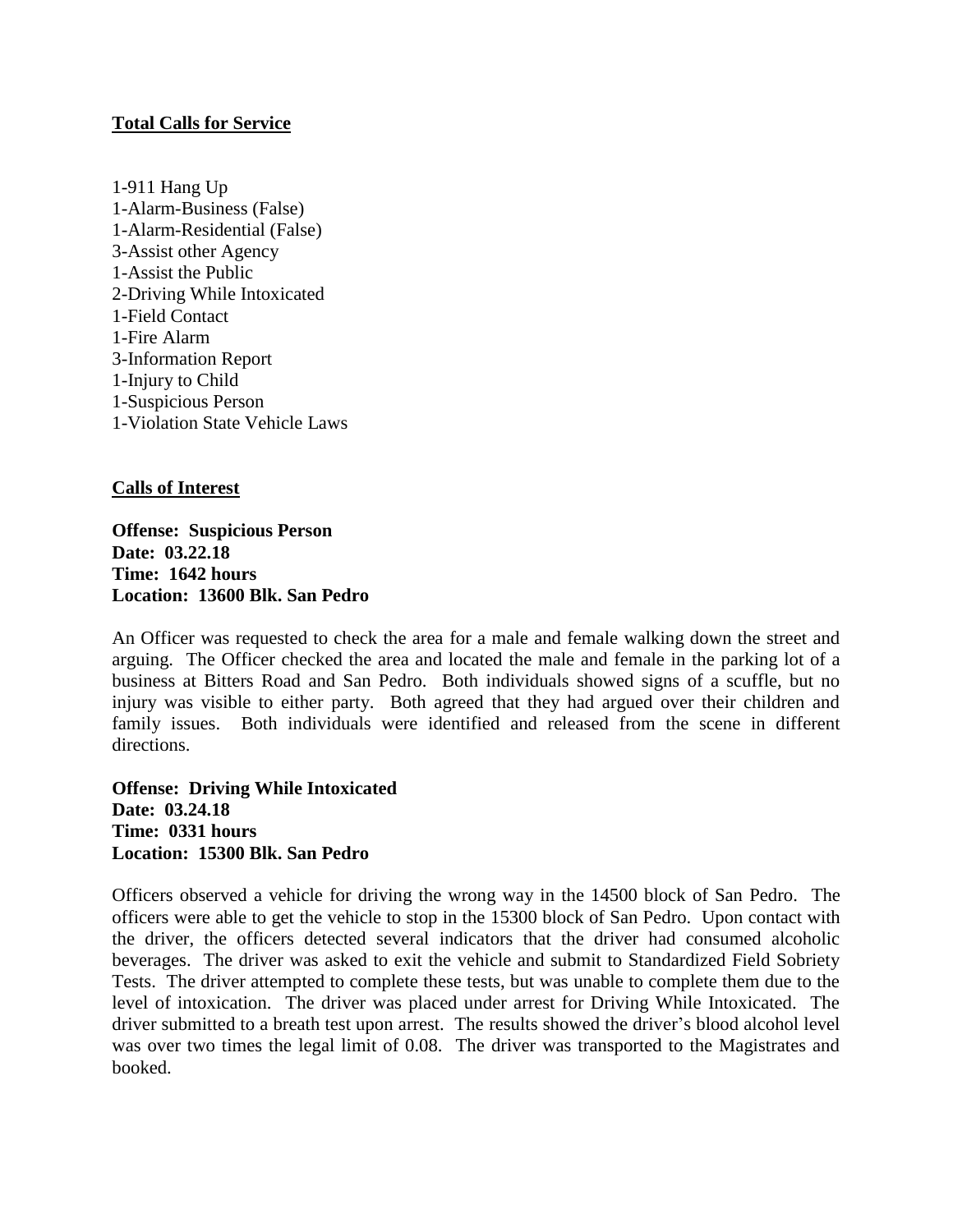## Total Calls for Service

1-911 Hang Up
1-Alarm-Business (False)
1-Alarm-Residential (False)
3-Assist other Agency
1-Assist the Public
2-Driving While Intoxicated
1-Field Contact
1-Fire Alarm
3-Information Report
1-Injury to Child
1-Suspicious Person
1-Violation State Vehicle Laws

## Calls of Interest

**Offense: Suspicious Person**
**Date: 03.22.18**
**Time: 1642 hours**
**Location: 13600 Blk. San Pedro**

An Officer was requested to check the area for a male and female walking down the street and arguing. The Officer checked the area and located the male and female in the parking lot of a business at Bitters Road and San Pedro. Both individuals showed signs of a scuffle, but no injury was visible to either party. Both agreed that they had argued over their children and family issues. Both individuals were identified and released from the scene in different directions.

**Offense: Driving While Intoxicated**
**Date: 03.24.18**
**Time: 0331 hours**
**Location: 15300 Blk. San Pedro**

Officers observed a vehicle for driving the wrong way in the 14500 block of San Pedro. The officers were able to get the vehicle to stop in the 15300 block of San Pedro. Upon contact with the driver, the officers detected several indicators that the driver had consumed alcoholic beverages. The driver was asked to exit the vehicle and submit to Standardized Field Sobriety Tests. The driver attempted to complete these tests, but was unable to complete them due to the level of intoxication. The driver was placed under arrest for Driving While Intoxicated. The driver submitted to a breath test upon arrest. The results showed the driver's blood alcohol level was over two times the legal limit of 0.08. The driver was transported to the Magistrates and booked.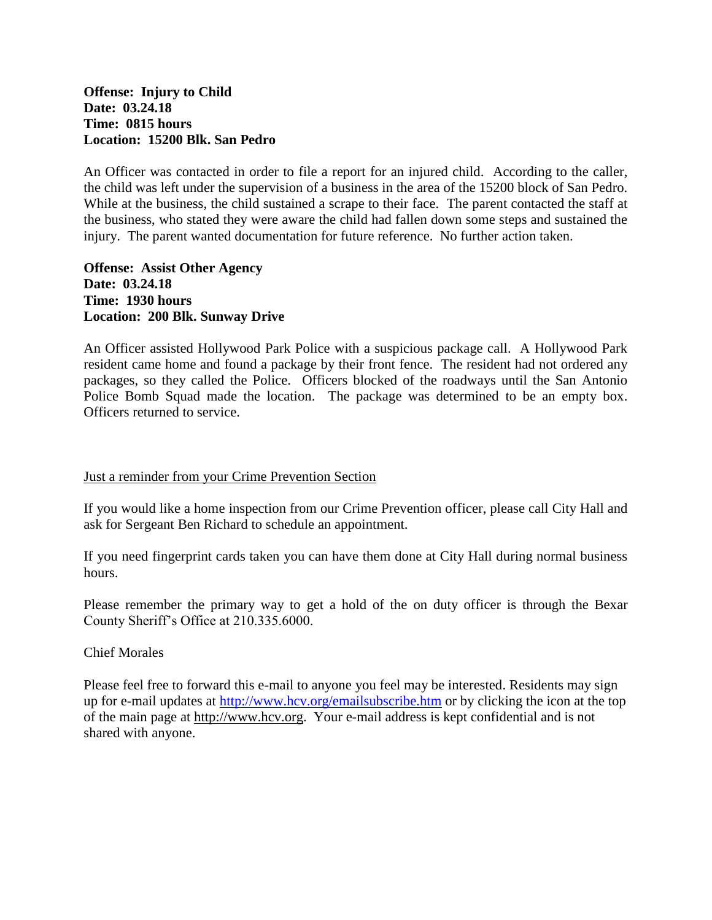**Offense: Injury to Child**
**Date: 03.24.18**
**Time: 0815 hours**
**Location: 15200 Blk. San Pedro**

An Officer was contacted in order to file a report for an injured child. According to the caller, the child was left under the supervision of a business in the area of the 15200 block of San Pedro. While at the business, the child sustained a scrape to their face. The parent contacted the staff at the business, who stated they were aware the child had fallen down some steps and sustained the injury. The parent wanted documentation for future reference. No further action taken.

**Offense: Assist Other Agency**
**Date: 03.24.18**
**Time: 1930 hours**
**Location: 200 Blk. Sunway Drive**

An Officer assisted Hollywood Park Police with a suspicious package call. A Hollywood Park resident came home and found a package by their front fence. The resident had not ordered any packages, so they called the Police. Officers blocked of the roadways until the San Antonio Police Bomb Squad made the location. The package was determined to be an empty box. Officers returned to service.

Just a reminder from your Crime Prevention Section

If you would like a home inspection from our Crime Prevention officer, please call City Hall and ask for Sergeant Ben Richard to schedule an appointment.

If you need fingerprint cards taken you can have them done at City Hall during normal business hours.

Please remember the primary way to get a hold of the on duty officer is through the Bexar County Sheriff's Office at 210.335.6000.

Chief Morales

Please feel free to forward this e-mail to anyone you feel may be interested. Residents may sign up for e-mail updates at http://www.hcv.org/emailsubscribe.htm or by clicking the icon at the top of the main page at http://www.hcv.org. Your e-mail address is kept confidential and is not shared with anyone.